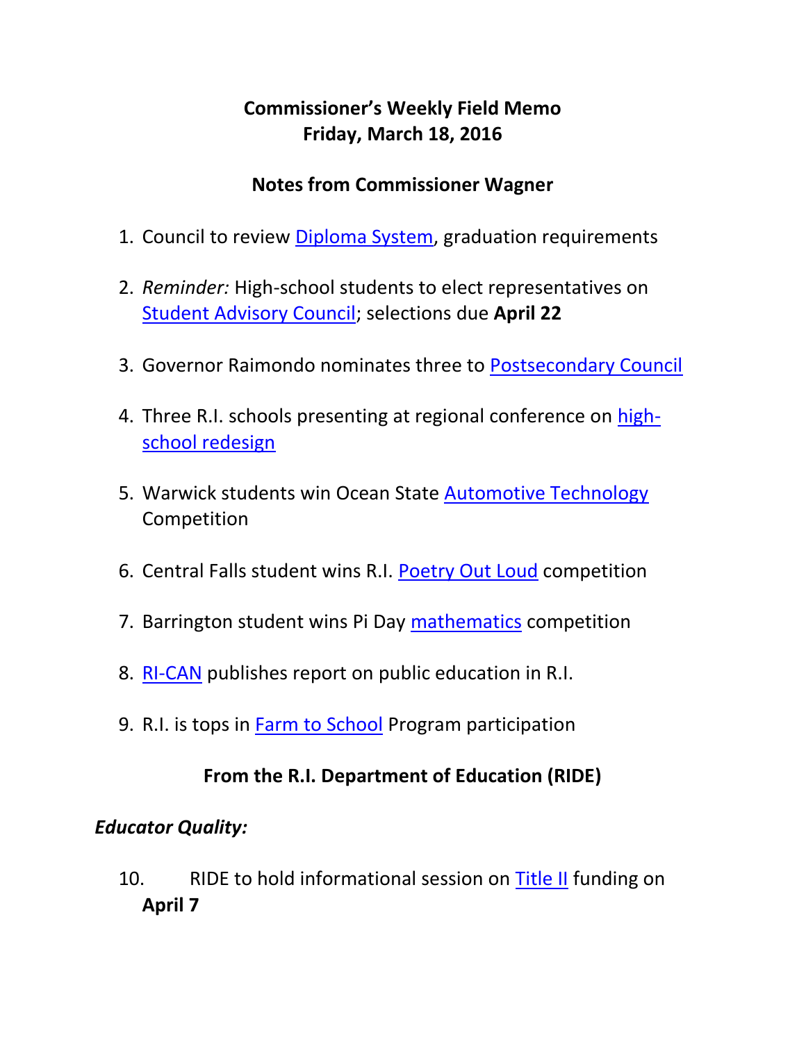# Commissioner's Weekly Field Memo
# Friday, March 18, 2016

## Notes from Commissioner Wagner

1. Council to review Diploma System, graduation requirements
2. *Reminder:* High-school students to elect representatives on Student Advisory Council; selections due **April 22**
3. Governor Raimondo nominates three to Postsecondary Council
4. Three R.I. schools presenting at regional conference on high-school redesign
5. Warwick students win Ocean State Automotive Technology Competition
6. Central Falls student wins R.I. Poetry Out Loud competition
7. Barrington student wins Pi Day mathematics competition
8. RI-CAN publishes report on public education in R.I.
9. R.I. is tops in Farm to School Program participation

## From the R.I. Department of Education (RIDE)

### *Educator Quality:*

10. RIDE to hold informational session on Title II funding on **April 7**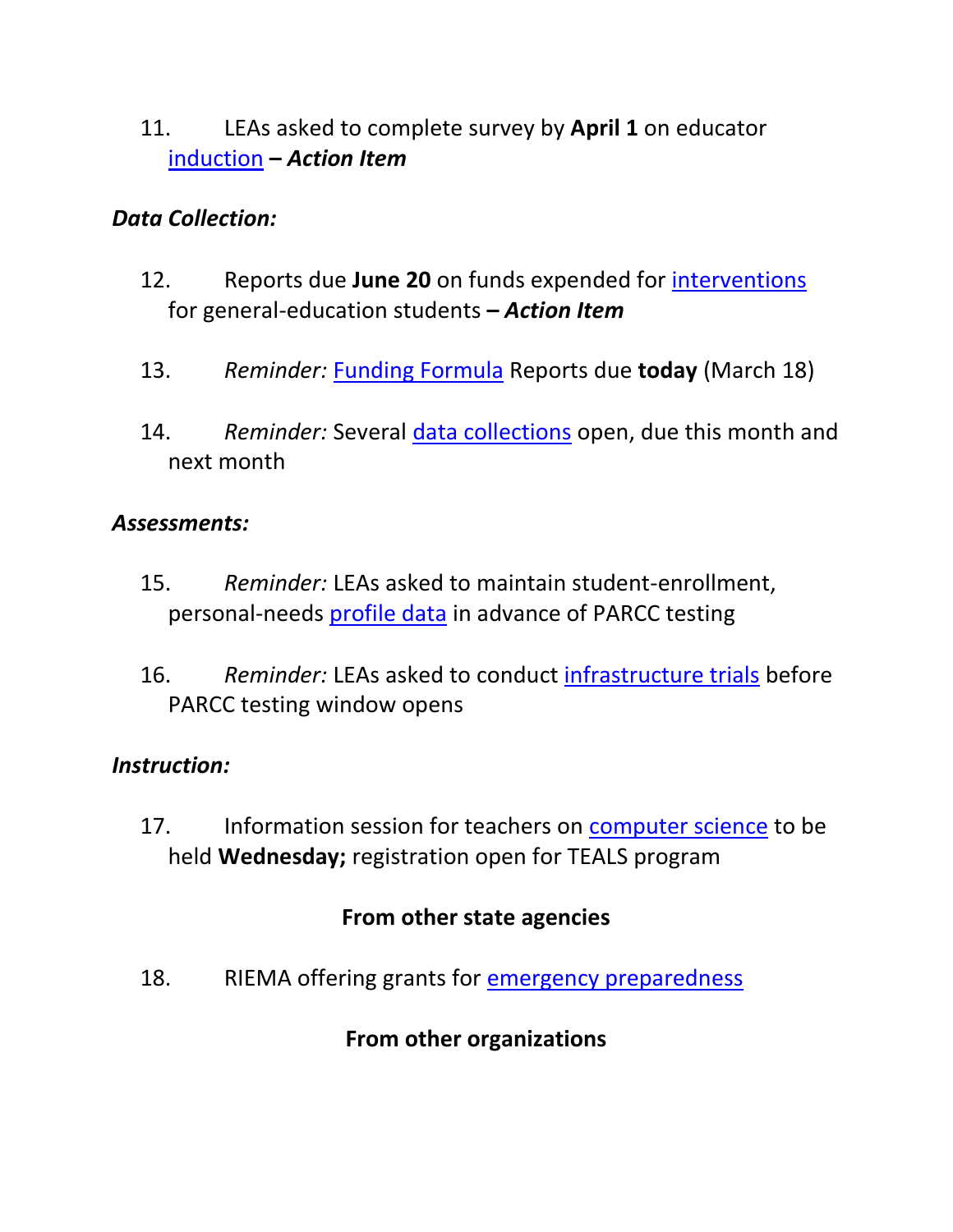11. LEAs asked to complete survey by **April 1** on educator induction **–** ***Action Item***

***Data Collection:***

12. Reports due **June 20** on funds expended for interventions for general-education students **–** ***Action Item***

13. *Reminder:* Funding Formula Reports due **today** (March 18)

14. *Reminder:* Several data collections open, due this month and next month

***Assessments:***

15. *Reminder:* LEAs asked to maintain student-enrollment, personal-needs profile data in advance of PARCC testing

16. *Reminder:* LEAs asked to conduct infrastructure trials before PARCC testing window opens

***Instruction:***

17. Information session for teachers on computer science to be held **Wednesday;** registration open for TEALS program

**From other state agencies**

18. RIEMA offering grants for emergency preparedness

**From other organizations**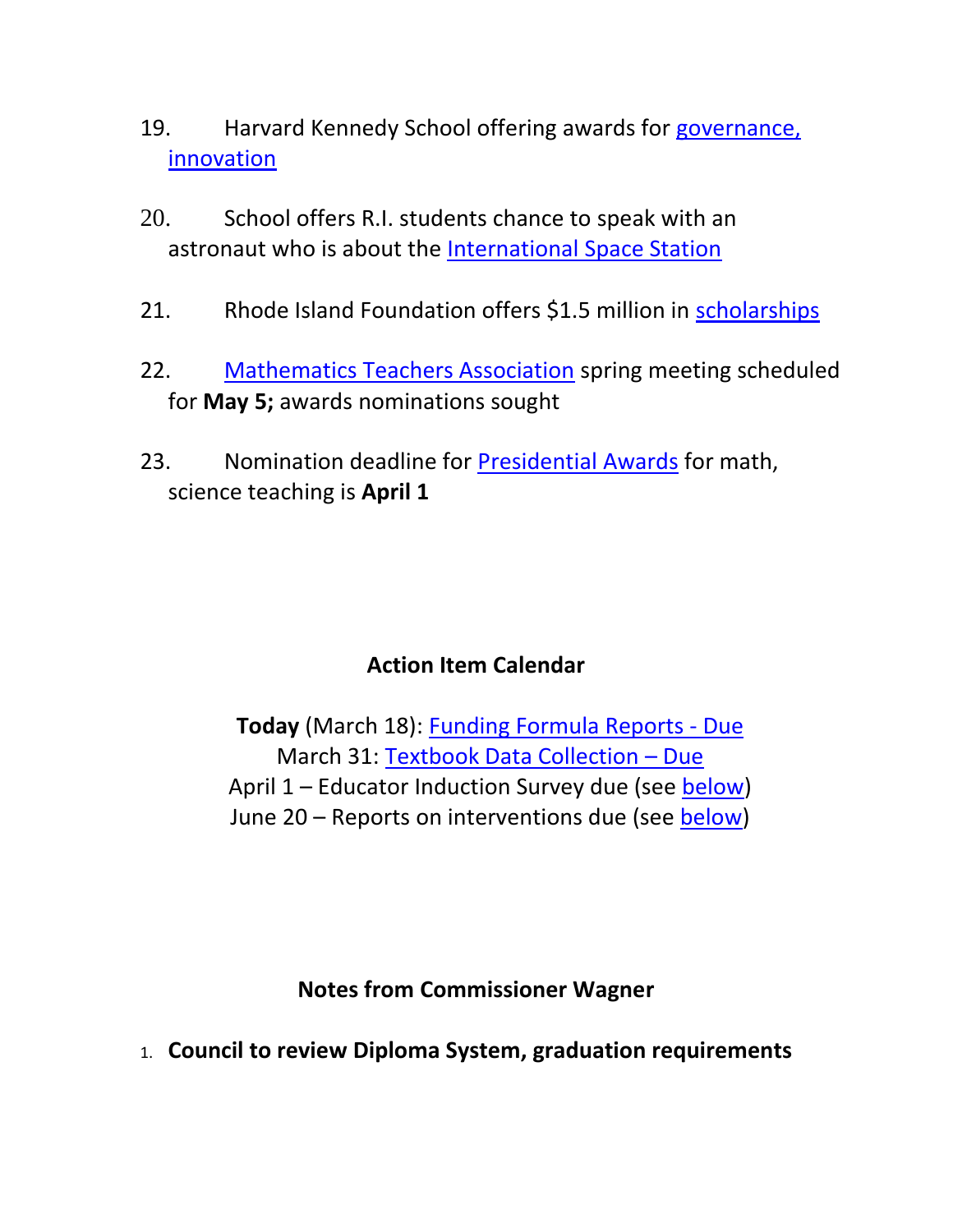19. Harvard Kennedy School offering awards for governance, innovation

20. School offers R.I. students chance to speak with an astronaut who is about the International Space Station

21. Rhode Island Foundation offers $1.5 million in scholarships

22. Mathematics Teachers Association spring meeting scheduled for **May 5;** awards nominations sought

23. Nomination deadline for Presidential Awards for math, science teaching is **April 1**

## Action Item Calendar

**Today** (March 18): Funding Formula Reports - Due
March 31: Textbook Data Collection – Due
April 1 – Educator Induction Survey due (see below)
June 20 – Reports on interventions due (see below)

## Notes from Commissioner Wagner

1. **Council to review Diploma System, graduation requirements**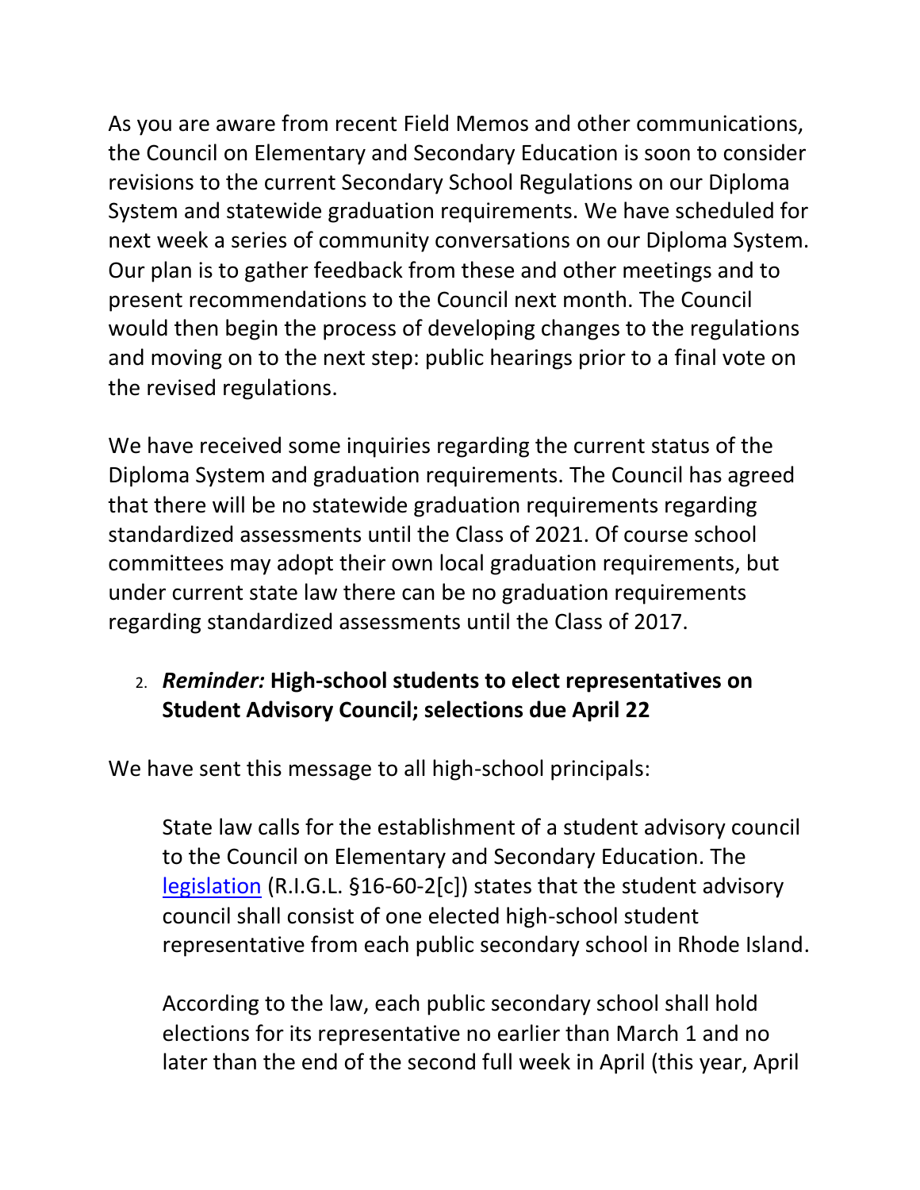As you are aware from recent Field Memos and other communications, the Council on Elementary and Secondary Education is soon to consider revisions to the current Secondary School Regulations on our Diploma System and statewide graduation requirements. We have scheduled for next week a series of community conversations on our Diploma System. Our plan is to gather feedback from these and other meetings and to present recommendations to the Council next month. The Council would then begin the process of developing changes to the regulations and moving on to the next step: public hearings prior to a final vote on the revised regulations.

We have received some inquiries regarding the current status of the Diploma System and graduation requirements. The Council has agreed that there will be no statewide graduation requirements regarding standardized assessments until the Class of 2021. Of course school committees may adopt their own local graduation requirements, but under current state law there can be no graduation requirements regarding standardized assessments until the Class of 2017.

2. ***Reminder:* High-school students to elect representatives on Student Advisory Council; selections due April 22**

We have sent this message to all high-school principals:

> State law calls for the establishment of a student advisory council to the Council on Elementary and Secondary Education. The legislation (R.I.G.L. §16-60-2[c]) states that the student advisory council shall consist of one elected high-school student representative from each public secondary school in Rhode Island.
>
> According to the law, each public secondary school shall hold elections for its representative no earlier than March 1 and no later than the end of the second full week in April (this year, April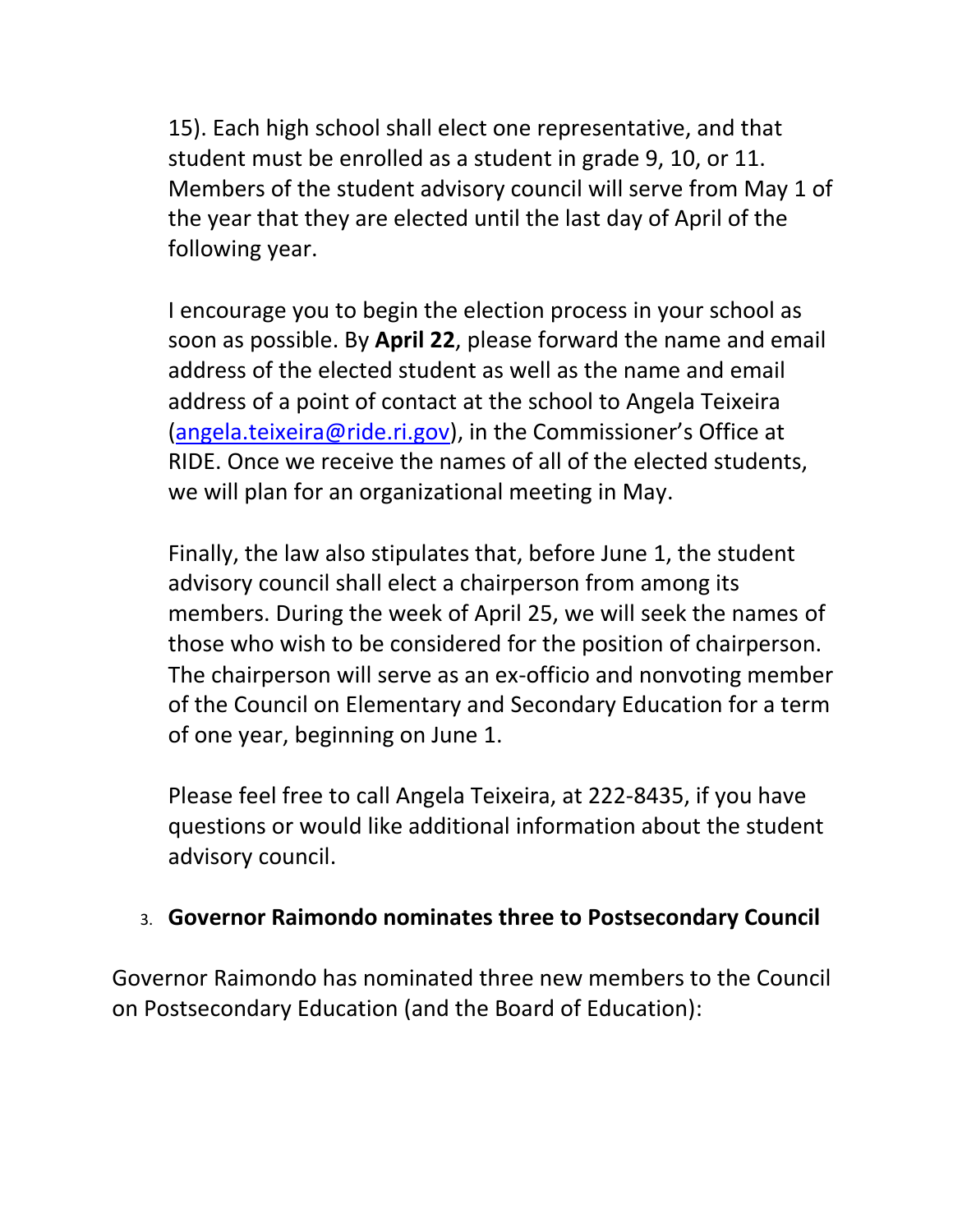15). Each high school shall elect one representative, and that student must be enrolled as a student in grade 9, 10, or 11. Members of the student advisory council will serve from May 1 of the year that they are elected until the last day of April of the following year.

I encourage you to begin the election process in your school as soon as possible. By **April 22**, please forward the name and email address of the elected student as well as the name and email address of a point of contact at the school to Angela Teixeira (angela.teixeira@ride.ri.gov), in the Commissioner's Office at RIDE. Once we receive the names of all of the elected students, we will plan for an organizational meeting in May.

Finally, the law also stipulates that, before June 1, the student advisory council shall elect a chairperson from among its members. During the week of April 25, we will seek the names of those who wish to be considered for the position of chairperson. The chairperson will serve as an ex-officio and nonvoting member of the Council on Elementary and Secondary Education for a term of one year, beginning on June 1.

Please feel free to call Angela Teixeira, at 222-8435, if you have questions or would like additional information about the student advisory council.

3. **Governor Raimondo nominates three to Postsecondary Council**

Governor Raimondo has nominated three new members to the Council on Postsecondary Education (and the Board of Education):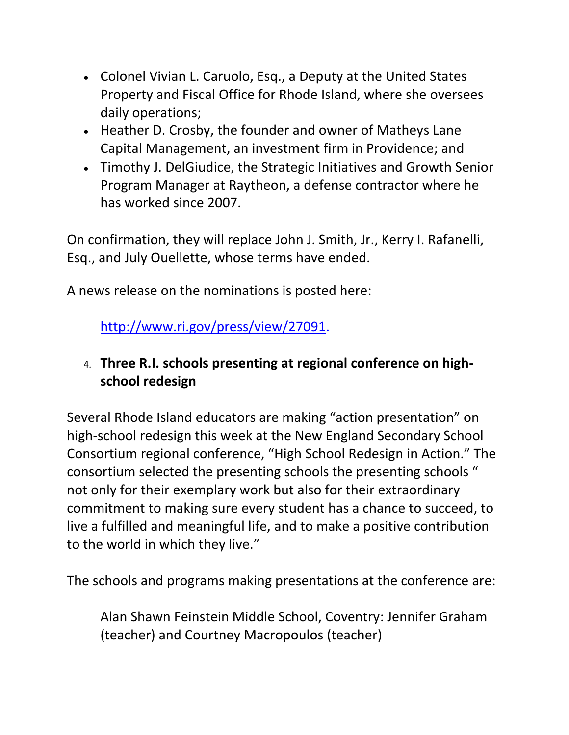- Colonel Vivian L. Caruolo, Esq., a Deputy at the United States Property and Fiscal Office for Rhode Island, where she oversees daily operations;
- Heather D. Crosby, the founder and owner of Matheys Lane Capital Management, an investment firm in Providence; and
- Timothy J. DelGiudice, the Strategic Initiatives and Growth Senior Program Manager at Raytheon, a defense contractor where he has worked since 2007.

On confirmation, they will replace John J. Smith, Jr., Kerry I. Rafanelli, Esq., and July Ouellette, whose terms have ended.

A news release on the nominations is posted here:

> http://www.ri.gov/press/view/27091.

4. **Three R.I. schools presenting at regional conference on high-school redesign**

Several Rhode Island educators are making "action presentation" on high-school redesign this week at the New England Secondary School Consortium regional conference, "High School Redesign in Action." The consortium selected the presenting schools the presenting schools " not only for their exemplary work but also for their extraordinary commitment to making sure every student has a chance to succeed, to live a fulfilled and meaningful life, and to make a positive contribution to the world in which they live."

The schools and programs making presentations at the conference are:

> Alan Shawn Feinstein Middle School, Coventry: Jennifer Graham (teacher) and Courtney Macropoulos (teacher)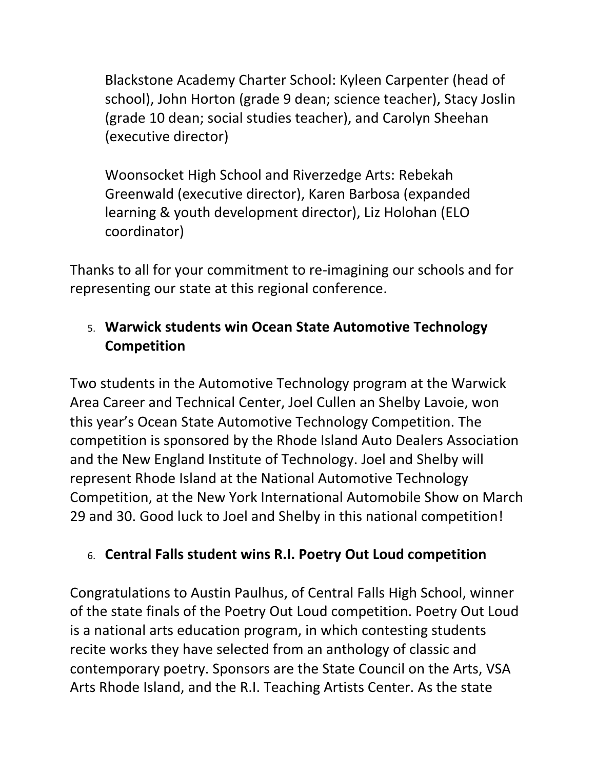Blackstone Academy Charter School: Kyleen Carpenter (head of school), John Horton (grade 9 dean; science teacher), Stacy Joslin (grade 10 dean; social studies teacher), and Carolyn Sheehan (executive director)

Woonsocket High School and Riverzedge Arts: Rebekah Greenwald (executive director), Karen Barbosa (expanded learning & youth development director), Liz Holohan (ELO coordinator)

Thanks to all for your commitment to re-imagining our schools and for representing our state at this regional conference.

5. **Warwick students win Ocean State Automotive Technology Competition**

Two students in the Automotive Technology program at the Warwick Area Career and Technical Center, Joel Cullen an Shelby Lavoie, won this year's Ocean State Automotive Technology Competition. The competition is sponsored by the Rhode Island Auto Dealers Association and the New England Institute of Technology. Joel and Shelby will represent Rhode Island at the National Automotive Technology Competition, at the New York International Automobile Show on March 29 and 30. Good luck to Joel and Shelby in this national competition!

6. **Central Falls student wins R.I. Poetry Out Loud competition**

Congratulations to Austin Paulhus, of Central Falls High School, winner of the state finals of the Poetry Out Loud competition. Poetry Out Loud is a national arts education program, in which contesting students recite works they have selected from an anthology of classic and contemporary poetry. Sponsors are the State Council on the Arts, VSA Arts Rhode Island, and the R.I. Teaching Artists Center. As the state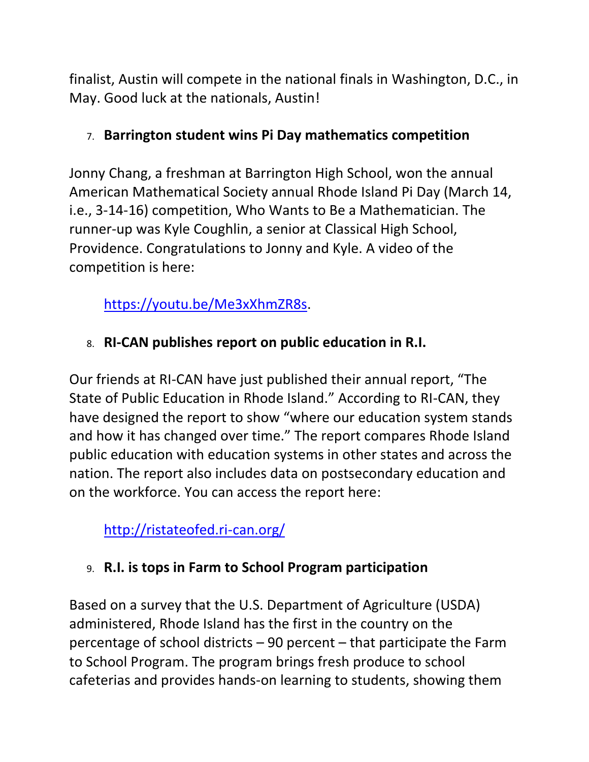finalist, Austin will compete in the national finals in Washington, D.C., in May. Good luck at the nationals, Austin!

7. **Barrington student wins Pi Day mathematics competition**

Jonny Chang, a freshman at Barrington High School, won the annual American Mathematical Society annual Rhode Island Pi Day (March 14, i.e., 3-14-16) competition, Who Wants to Be a Mathematician. The runner-up was Kyle Coughlin, a senior at Classical High School, Providence. Congratulations to Jonny and Kyle. A video of the competition is here:

   https://youtu.be/Me3xXhmZR8s.

8. **RI-CAN publishes report on public education in R.I.**

Our friends at RI-CAN have just published their annual report, "The State of Public Education in Rhode Island." According to RI-CAN, they have designed the report to show "where our education system stands and how it has changed over time." The report compares Rhode Island public education with education systems in other states and across the nation. The report also includes data on postsecondary education and on the workforce. You can access the report here:

   http://ristateofed.ri-can.org/

9. **R.I. is tops in Farm to School Program participation**

Based on a survey that the U.S. Department of Agriculture (USDA) administered, Rhode Island has the first in the country on the percentage of school districts – 90 percent – that participate the Farm to School Program. The program brings fresh produce to school cafeterias and provides hands-on learning to students, showing them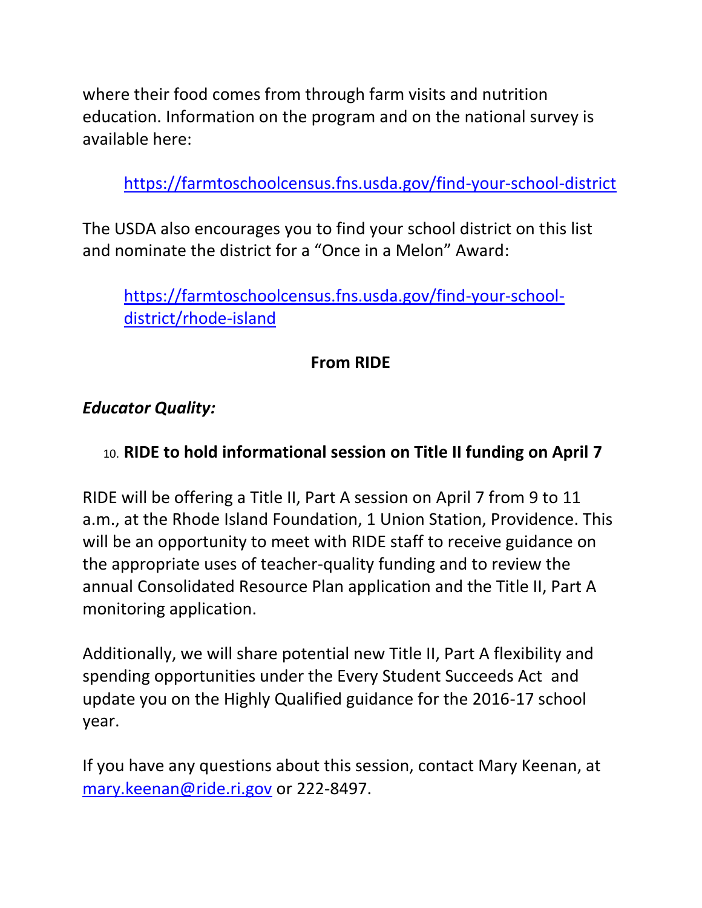where their food comes from through farm visits and nutrition education. Information on the program and on the national survey is available here:

> https://farmtoschoolcensus.fns.usda.gov/find-your-school-district

The USDA also encourages you to find your school district on this list and nominate the district for a "Once in a Melon" Award:

> https://farmtoschoolcensus.fns.usda.gov/find-your-school-district/rhode-island

## From RIDE

***Educator Quality:***

10. **RIDE to hold informational session on Title II funding on April 7**

RIDE will be offering a Title II, Part A session on April 7 from 9 to 11 a.m., at the Rhode Island Foundation, 1 Union Station, Providence. This will be an opportunity to meet with RIDE staff to receive guidance on the appropriate uses of teacher-quality funding and to review the annual Consolidated Resource Plan application and the Title II, Part A monitoring application.

Additionally, we will share potential new Title II, Part A flexibility and spending opportunities under the Every Student Succeeds Act and update you on the Highly Qualified guidance for the 2016-17 school year.

If you have any questions about this session, contact Mary Keenan, at mary.keenan@ride.ri.gov or 222-8497.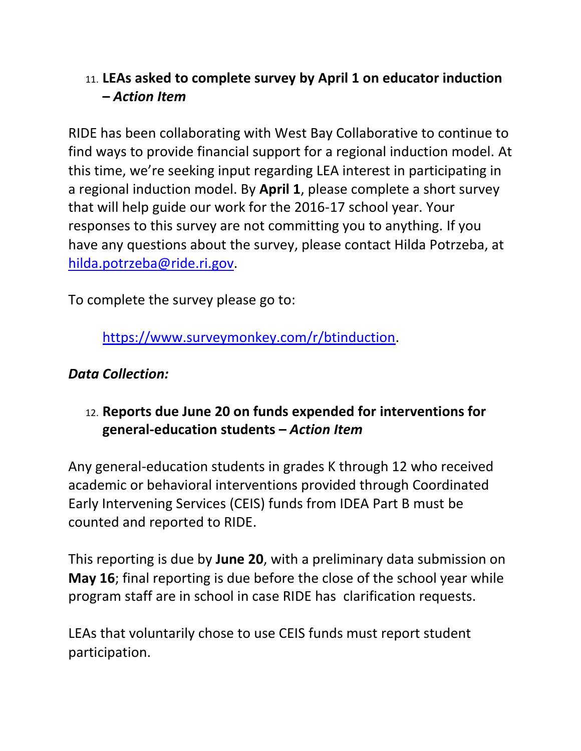11. **LEAs asked to complete survey by April 1 on educator induction – *Action Item***

RIDE has been collaborating with West Bay Collaborative to continue to find ways to provide financial support for a regional induction model. At this time, we're seeking input regarding LEA interest in participating in a regional induction model. By **April 1**, please complete a short survey that will help guide our work for the 2016-17 school year. Your responses to this survey are not committing you to anything. If you have any questions about the survey, please contact Hilda Potrzeba, at hilda.potrzeba@ride.ri.gov.

To complete the survey please go to:

> https://www.surveymonkey.com/r/btinduction.

***Data Collection:***

12. **Reports due June 20 on funds expended for interventions for general-education students – *Action Item***

Any general-education students in grades K through 12 who received academic or behavioral interventions provided through Coordinated Early Intervening Services (CEIS) funds from IDEA Part B must be counted and reported to RIDE.

This reporting is due by **June 20**, with a preliminary data submission on **May 16**; final reporting is due before the close of the school year while program staff are in school in case RIDE has clarification requests.

LEAs that voluntarily chose to use CEIS funds must report student participation.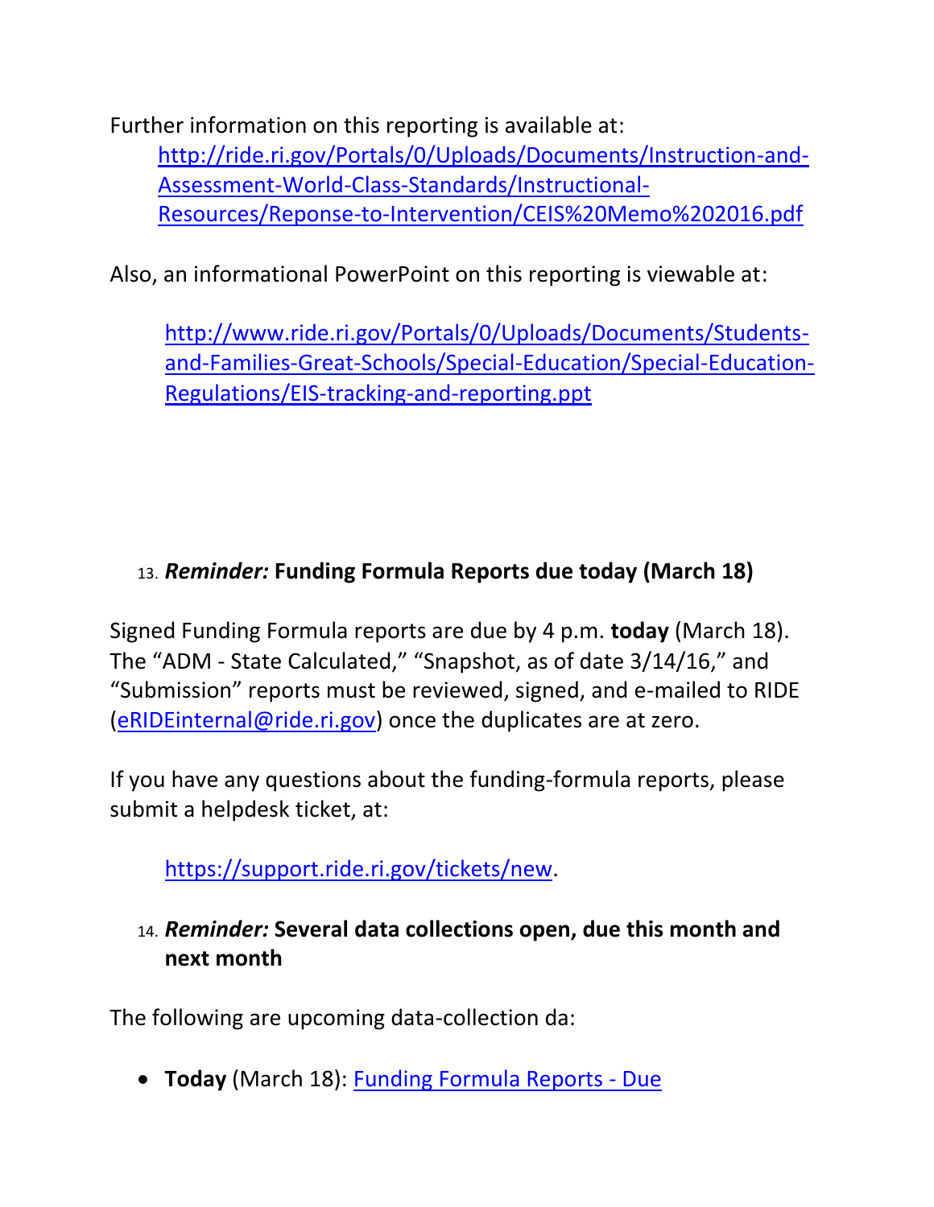Further information on this reporting is available at:

[http://ride.ri.gov/Portals/0/Uploads/Documents/Instruction-and-Assessment-World-Class-Standards/Instructional-Resources/Reponse-to-Intervention/CEIS%20Memo%202016.pdf](http://ride.ri.gov/Portals/0/Uploads/Documents/Instruction-and-Assessment-World-Class-Standards/Instructional-Resources/Reponse-to-Intervention/CEIS%20Memo%202016.pdf)

Also, an informational PowerPoint on this reporting is viewable at:

[http://www.ride.ri.gov/Portals/0/Uploads/Documents/Students-and-Families-Great-Schools/Special-Education/Special-Education-Regulations/EIS-tracking-and-reporting.ppt](http://www.ride.ri.gov/Portals/0/Uploads/Documents/Students-and-Families-Great-Schools/Special-Education/Special-Education-Regulations/EIS-tracking-and-reporting.ppt)

13. ***Reminder:* Funding Formula Reports due today (March 18)**

Signed Funding Formula reports are due by 4 p.m. **today** (March 18). The "ADM - State Calculated," "Snapshot, as of date 3/14/16," and "Submission" reports must be reviewed, signed, and e-mailed to RIDE ([eRIDEinternal@ride.ri.gov](mailto:eRIDEinternal@ride.ri.gov)) once the duplicates are at zero.

If you have any questions about the funding-formula reports, please submit a helpdesk ticket, at:

[https://support.ride.ri.gov/tickets/new](https://support.ride.ri.gov/tickets/new).

14. ***Reminder:* Several data collections open, due this month and next month**

The following are upcoming data-collection da:

- **Today** (March 18): Funding Formula Reports - Due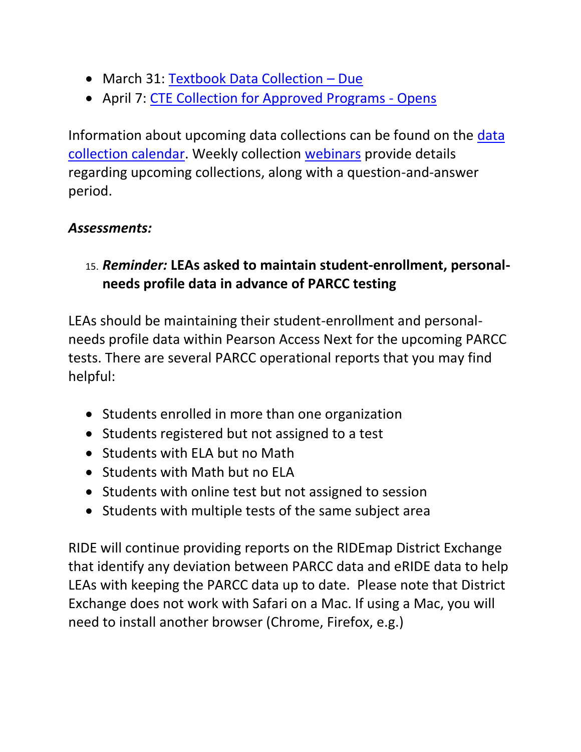- March 31: Textbook Data Collection – Due
- April 7: CTE Collection for Approved Programs - Opens

Information about upcoming data collections can be found on the data collection calendar. Weekly collection webinars provide details regarding upcoming collections, along with a question-and-answer period.

***Assessments:***

15. ***Reminder:* LEAs asked to maintain student-enrollment, personal-needs profile data in advance of PARCC testing**

LEAs should be maintaining their student-enrollment and personal-needs profile data within Pearson Access Next for the upcoming PARCC tests. There are several PARCC operational reports that you may find helpful:

- Students enrolled in more than one organization
- Students registered but not assigned to a test
- Students with ELA but no Math
- Students with Math but no ELA
- Students with online test but not assigned to session
- Students with multiple tests of the same subject area

RIDE will continue providing reports on the RIDEmap District Exchange that identify any deviation between PARCC data and eRIDE data to help LEAs with keeping the PARCC data up to date. Please note that District Exchange does not work with Safari on a Mac. If using a Mac, you will need to install another browser (Chrome, Firefox, e.g.)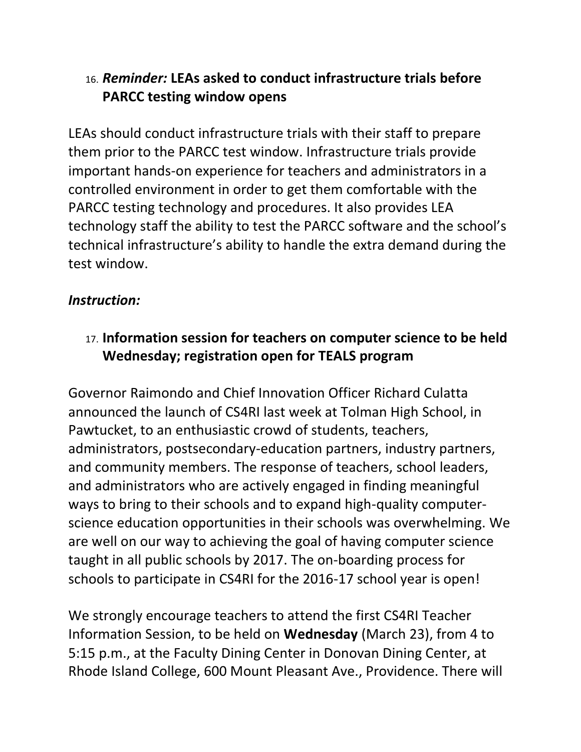16. ***Reminder:* LEAs asked to conduct infrastructure trials before PARCC testing window opens**

LEAs should conduct infrastructure trials with their staff to prepare them prior to the PARCC test window. Infrastructure trials provide important hands-on experience for teachers and administrators in a controlled environment in order to get them comfortable with the PARCC testing technology and procedures. It also provides LEA technology staff the ability to test the PARCC software and the school's technical infrastructure's ability to handle the extra demand during the test window.

***Instruction:***

17. **Information session for teachers on computer science to be held Wednesday; registration open for TEALS program**

Governor Raimondo and Chief Innovation Officer Richard Culatta announced the launch of CS4RI last week at Tolman High School, in Pawtucket, to an enthusiastic crowd of students, teachers, administrators, postsecondary-education partners, industry partners, and community members. The response of teachers, school leaders, and administrators who are actively engaged in finding meaningful ways to bring to their schools and to expand high-quality computer-science education opportunities in their schools was overwhelming. We are well on our way to achieving the goal of having computer science taught in all public schools by 2017. The on-boarding process for schools to participate in CS4RI for the 2016-17 school year is open!

We strongly encourage teachers to attend the first CS4RI Teacher Information Session, to be held on **Wednesday** (March 23), from 4 to 5:15 p.m., at the Faculty Dining Center in Donovan Dining Center, at Rhode Island College, 600 Mount Pleasant Ave., Providence. There will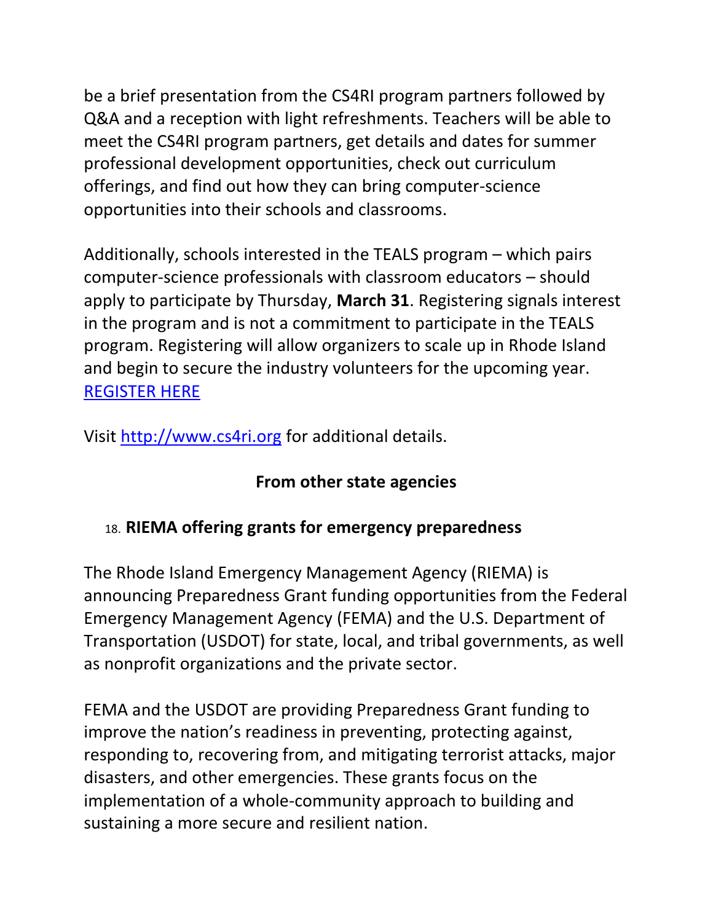be a brief presentation from the CS4RI program partners followed by Q&A and a reception with light refreshments. Teachers will be able to meet the CS4RI program partners, get details and dates for summer professional development opportunities, check out curriculum offerings, and find out how they can bring computer-science opportunities into their schools and classrooms.

Additionally, schools interested in the TEALS program – which pairs computer-science professionals with classroom educators – should apply to participate by Thursday, **March 31**. Registering signals interest in the program and is not a commitment to participate in the TEALS program. Registering will allow organizers to scale up in Rhode Island and begin to secure the industry volunteers for the upcoming year. [REGISTER HERE]

Visit [http://www.cs4ri.org](http://www.cs4ri.org) for additional details.

## From other state agencies

### 18. RIEMA offering grants for emergency preparedness

The Rhode Island Emergency Management Agency (RIEMA) is announcing Preparedness Grant funding opportunities from the Federal Emergency Management Agency (FEMA) and the U.S. Department of Transportation (USDOT) for state, local, and tribal governments, as well as nonprofit organizations and the private sector.

FEMA and the USDOT are providing Preparedness Grant funding to improve the nation's readiness in preventing, protecting against, responding to, recovering from, and mitigating terrorist attacks, major disasters, and other emergencies. These grants focus on the implementation of a whole-community approach to building and sustaining a more secure and resilient nation.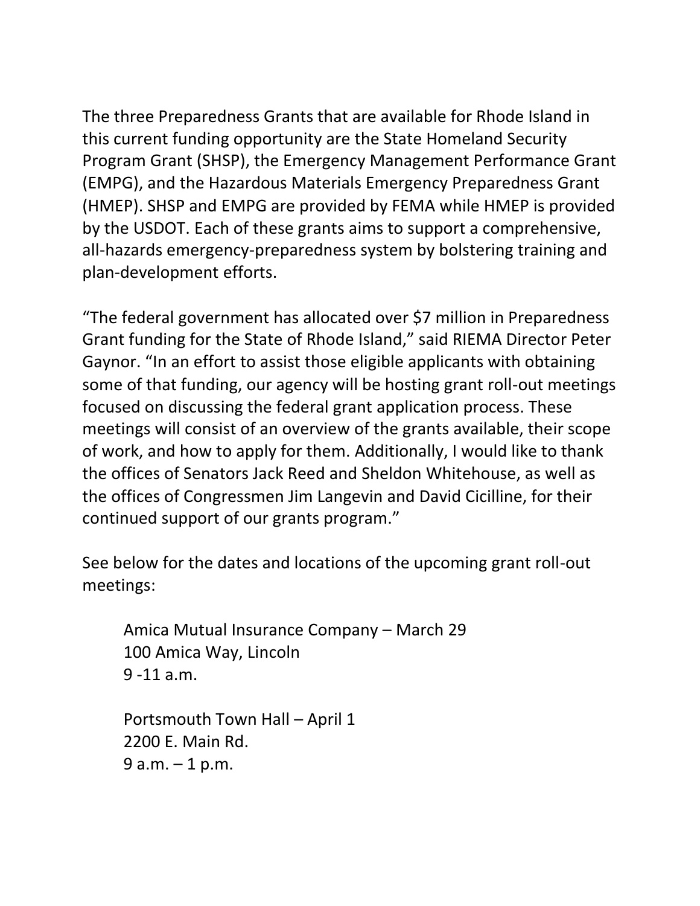The three Preparedness Grants that are available for Rhode Island in this current funding opportunity are the State Homeland Security Program Grant (SHSP), the Emergency Management Performance Grant (EMPG), and the Hazardous Materials Emergency Preparedness Grant (HMEP). SHSP and EMPG are provided by FEMA while HMEP is provided by the USDOT. Each of these grants aims to support a comprehensive, all-hazards emergency-preparedness system by bolstering training and plan-development efforts.

"The federal government has allocated over $7 million in Preparedness Grant funding for the State of Rhode Island," said RIEMA Director Peter Gaynor. "In an effort to assist those eligible applicants with obtaining some of that funding, our agency will be hosting grant roll-out meetings focused on discussing the federal grant application process. These meetings will consist of an overview of the grants available, their scope of work, and how to apply for them. Additionally, I would like to thank the offices of Senators Jack Reed and Sheldon Whitehouse, as well as the offices of Congressmen Jim Langevin and David Cicilline, for their continued support of our grants program."

See below for the dates and locations of the upcoming grant roll-out meetings:

> Amica Mutual Insurance Company – March 29
> 100 Amica Way, Lincoln
> 9 -11 a.m.
>
> Portsmouth Town Hall – April 1
> 2200 E. Main Rd.
> 9 a.m. – 1 p.m.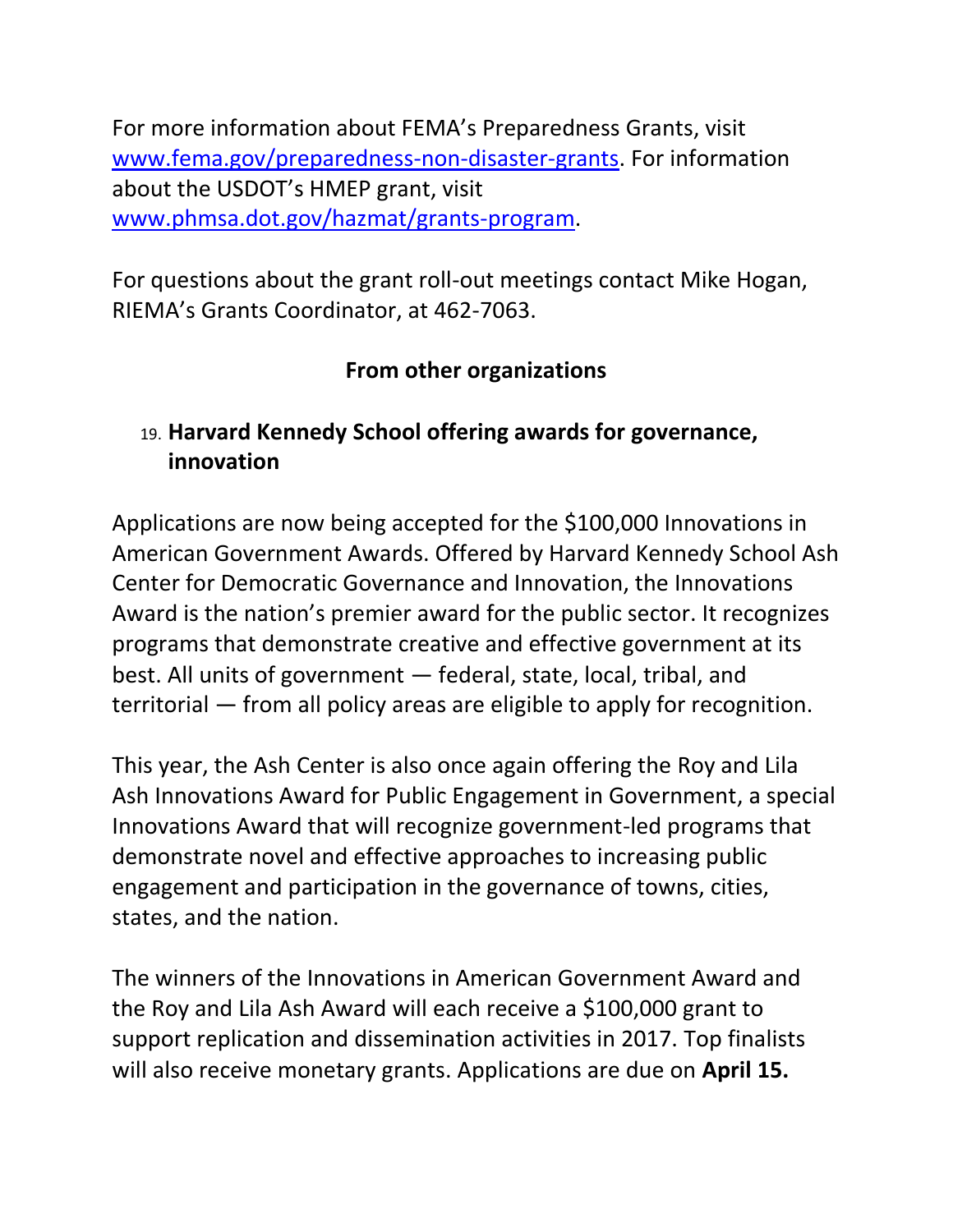For more information about FEMA's Preparedness Grants, visit [www.fema.gov/preparedness-non-disaster-grants](www.fema.gov/preparedness-non-disaster-grants). For information about the USDOT's HMEP grant, visit [www.phmsa.dot.gov/hazmat/grants-program](www.phmsa.dot.gov/hazmat/grants-program).

For questions about the grant roll-out meetings contact Mike Hogan, RIEMA's Grants Coordinator, at 462-7063.

## From other organizations

19. **Harvard Kennedy School offering awards for governance, innovation**

Applications are now being accepted for the $100,000 Innovations in American Government Awards. Offered by Harvard Kennedy School Ash Center for Democratic Governance and Innovation, the Innovations Award is the nation's premier award for the public sector. It recognizes programs that demonstrate creative and effective government at its best. All units of government — federal, state, local, tribal, and territorial — from all policy areas are eligible to apply for recognition.

This year, the Ash Center is also once again offering the Roy and Lila Ash Innovations Award for Public Engagement in Government, a special Innovations Award that will recognize government-led programs that demonstrate novel and effective approaches to increasing public engagement and participation in the governance of towns, cities, states, and the nation.

The winners of the Innovations in American Government Award and the Roy and Lila Ash Award will each receive a $100,000 grant to support replication and dissemination activities in 2017. Top finalists will also receive monetary grants. Applications are due on **April 15.**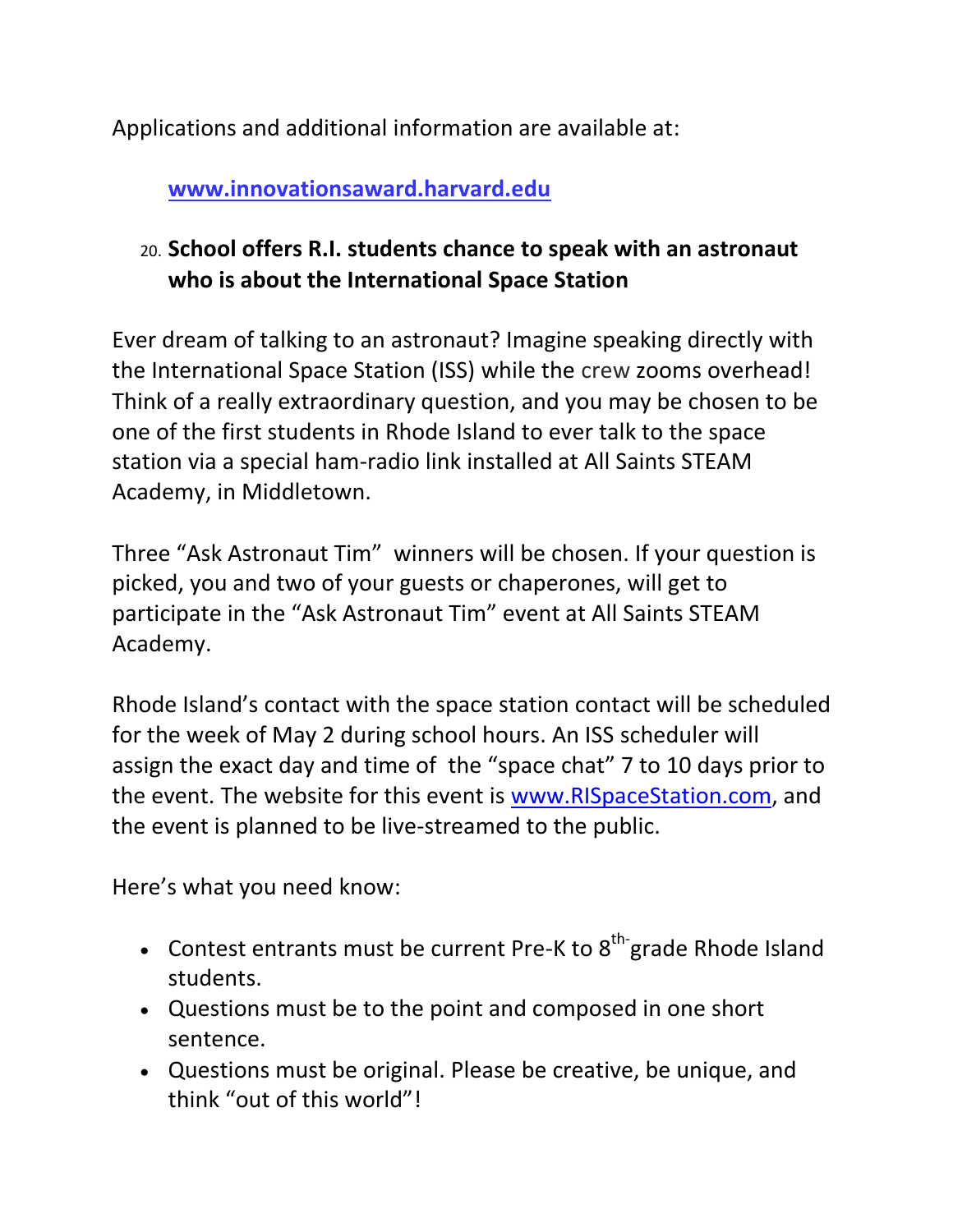Applications and additional information are available at:

[www.innovationsaward.harvard.edu](http://www.innovationsaward.harvard.edu)

20. **School offers R.I. students chance to speak with an astronaut who is about the International Space Station**

Ever dream of talking to an astronaut? Imagine speaking directly with the International Space Station (ISS) while the crew zooms overhead! Think of a really extraordinary question, and you may be chosen to be one of the first students in Rhode Island to ever talk to the space station via a special ham-radio link installed at All Saints STEAM Academy, in Middletown.

Three "Ask Astronaut Tim" winners will be chosen. If your question is picked, you and two of your guests or chaperones, will get to participate in the "Ask Astronaut Tim" event at All Saints STEAM Academy.

Rhode Island's contact with the space station contact will be scheduled for the week of May 2 during school hours. An ISS scheduler will assign the exact day and time of the "space chat" 7 to 10 days prior to the event. The website for this event is [www.RISpaceStation.com](http://www.RISpaceStation.com), and the event is planned to be live-streamed to the public.

Here's what you need know:

- Contest entrants must be current Pre-K to 8th-grade Rhode Island students.
- Questions must be to the point and composed in one short sentence.
- Questions must be original. Please be creative, be unique, and think "out of this world"!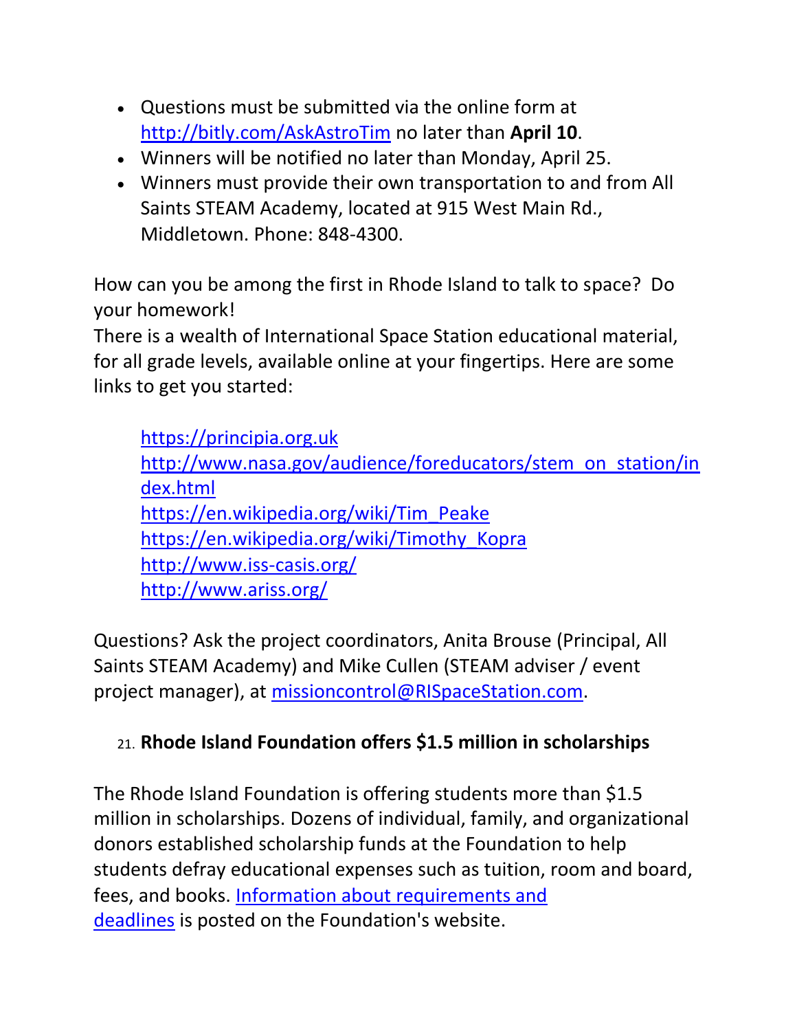- Questions must be submitted via the online form at http://bitly.com/AskAstroTim no later than **April 10**.
- Winners will be notified no later than Monday, April 25.
- Winners must provide their own transportation to and from All Saints STEAM Academy, located at 915 West Main Rd., Middletown. Phone: 848-4300.

How can you be among the first in Rhode Island to talk to space? Do your homework!
There is a wealth of International Space Station educational material, for all grade levels, available online at your fingertips. Here are some links to get you started:

> https://principia.org.uk
> http://www.nasa.gov/audience/foreducators/stem_on_station/index.html
> https://en.wikipedia.org/wiki/Tim_Peake
> https://en.wikipedia.org/wiki/Timothy_Kopra
> http://www.iss-casis.org/
> http://www.ariss.org/

Questions? Ask the project coordinators, Anita Brouse (Principal, All Saints STEAM Academy) and Mike Cullen (STEAM adviser / event project manager), at missioncontrol@RISpaceStation.com.

21. **Rhode Island Foundation offers $1.5 million in scholarships**

The Rhode Island Foundation is offering students more than $1.5 million in scholarships. Dozens of individual, family, and organizational donors established scholarship funds at the Foundation to help students defray educational expenses such as tuition, room and board, fees, and books. Information about requirements and deadlines is posted on the Foundation's website.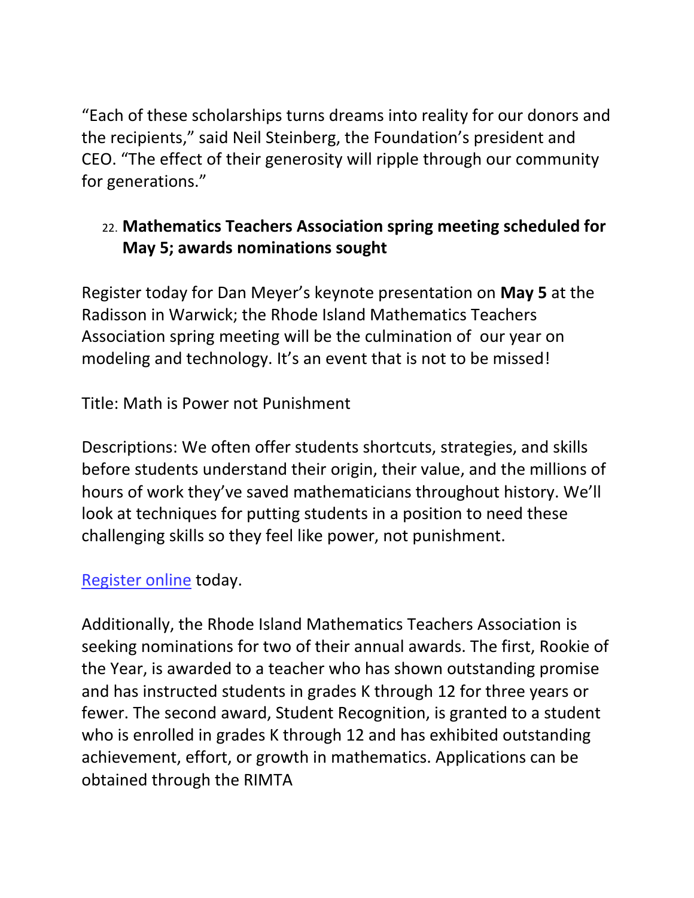"Each of these scholarships turns dreams into reality for our donors and the recipients," said Neil Steinberg, the Foundation's president and CEO. "The effect of their generosity will ripple through our community for generations."

22. **Mathematics Teachers Association spring meeting scheduled for May 5; awards nominations sought**

Register today for Dan Meyer's keynote presentation on **May 5** at the Radisson in Warwick; the Rhode Island Mathematics Teachers Association spring meeting will be the culmination of our year on modeling and technology. It's an event that is not to be missed!

Title: Math is Power not Punishment

Descriptions: We often offer students shortcuts, strategies, and skills before students understand their origin, their value, and the millions of hours of work they've saved mathematicians throughout history. We'll look at techniques for putting students in a position to need these challenging skills so they feel like power, not punishment.

Register online today.

Additionally, the Rhode Island Mathematics Teachers Association is seeking nominations for two of their annual awards. The first, Rookie of the Year, is awarded to a teacher who has shown outstanding promise and has instructed students in grades K through 12 for three years or fewer. The second award, Student Recognition, is granted to a student who is enrolled in grades K through 12 and has exhibited outstanding achievement, effort, or growth in mathematics. Applications can be obtained through the RIMTA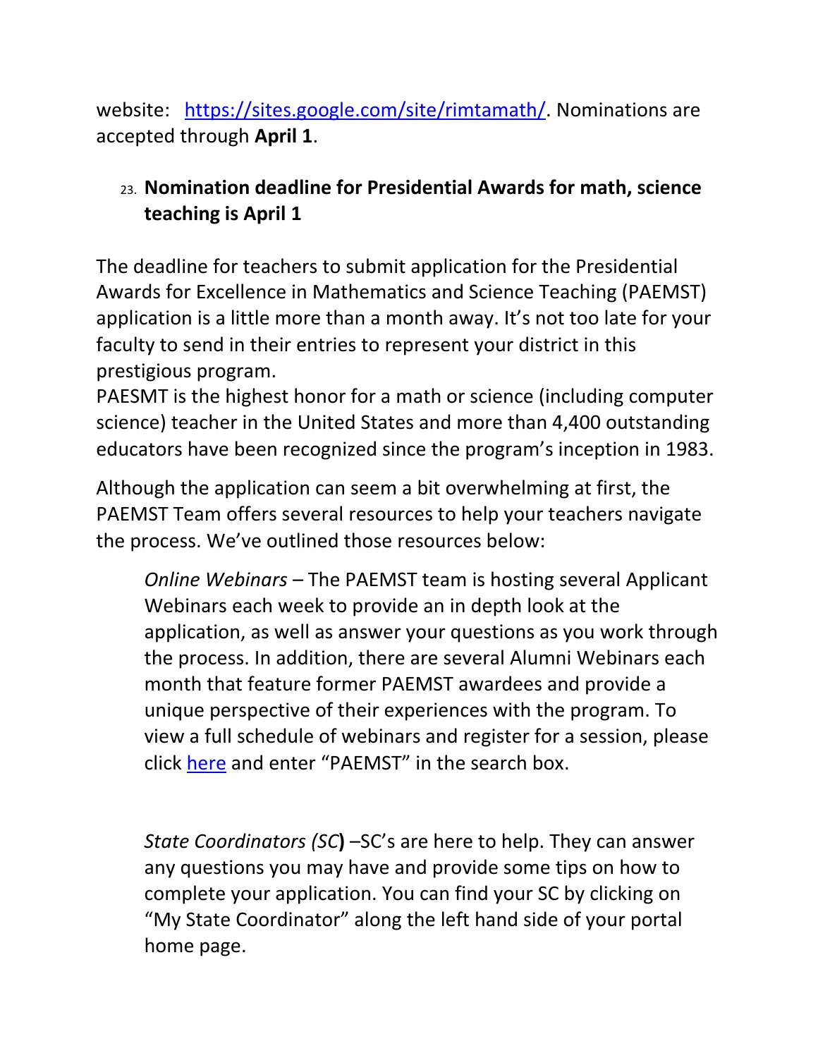website: [https://sites.google.com/site/rimtamath/](https://sites.google.com/site/rimtamath/). Nominations are accepted through **April 1**.

23. **Nomination deadline for Presidential Awards for math, science teaching is April 1**

The deadline for teachers to submit application for the Presidential Awards for Excellence in Mathematics and Science Teaching (PAEMST) application is a little more than a month away. It's not too late for your faculty to send in their entries to represent your district in this prestigious program.
PAESMT is the highest honor for a math or science (including computer science) teacher in the United States and more than 4,400 outstanding educators have been recognized since the program's inception in 1983.

Although the application can seem a bit overwhelming at first, the PAEMST Team offers several resources to help your teachers navigate the process. We've outlined those resources below:

> *Online Webinars* – The PAEMST team is hosting several Applicant Webinars each week to provide an in depth look at the application, as well as answer your questions as you work through the process. In addition, there are several Alumni Webinars each month that feature former PAEMST awardees and provide a unique perspective of their experiences with the program. To view a full schedule of webinars and register for a session, please click here and enter "PAEMST" in the search box.
>
> *State Coordinators (SC***)** –SC's are here to help. They can answer any questions you may have and provide some tips on how to complete your application. You can find your SC by clicking on "My State Coordinator" along the left hand side of your portal home page.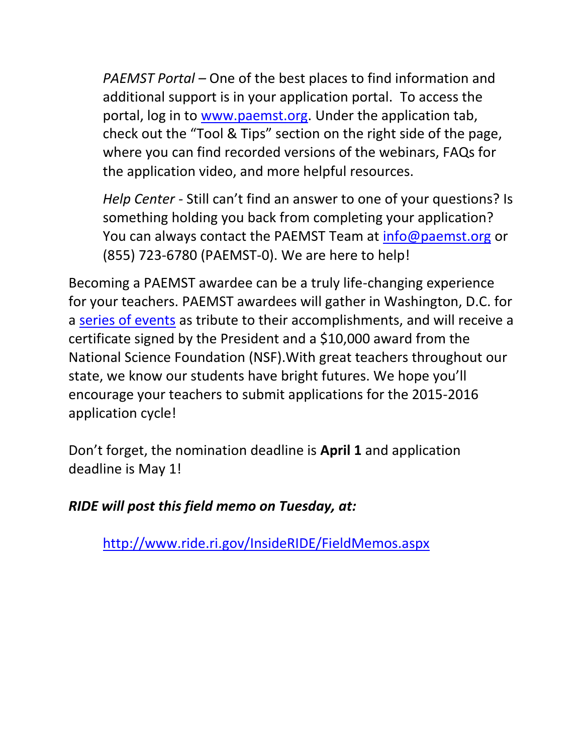*PAEMST Portal* – One of the best places to find information and additional support is in your application portal. To access the portal, log in to www.paemst.org. Under the application tab, check out the "Tool & Tips" section on the right side of the page, where you can find recorded versions of the webinars, FAQs for the application video, and more helpful resources.

*Help Center* - Still can't find an answer to one of your questions? Is something holding you back from completing your application? You can always contact the PAEMST Team at info@paemst.org or (855) 723-6780 (PAEMST-0). We are here to help!

Becoming a PAEMST awardee can be a truly life-changing experience for your teachers. PAEMST awardees will gather in Washington, D.C. for a series of events as tribute to their accomplishments, and will receive a certificate signed by the President and a $10,000 award from the National Science Foundation (NSF).With great teachers throughout our state, we know our students have bright futures. We hope you'll encourage your teachers to submit applications for the 2015-2016 application cycle!

Don't forget, the nomination deadline is **April 1** and application deadline is May 1!

***RIDE will post this field memo on Tuesday, at:***

http://www.ride.ri.gov/InsideRIDE/FieldMemos.aspx